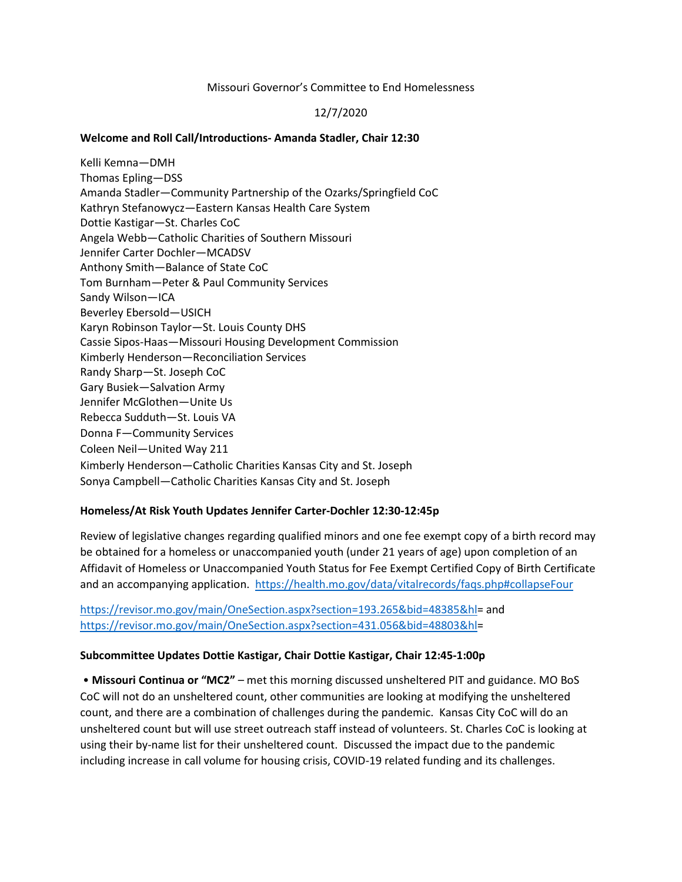Missouri Governor's Committee to End Homelessness

12/7/2020

**Welcome and Roll Call/Introductions- Amanda Stadler, Chair 12:30**

Kelli Kemna—DMH
Thomas Epling—DSS
Amanda Stadler—Community Partnership of the Ozarks/Springfield CoC
Kathryn Stefanowycz—Eastern Kansas Health Care System
Dottie Kastigar—St. Charles CoC
Angela Webb—Catholic Charities of Southern Missouri
Jennifer Carter Dochler—MCADSV
Anthony Smith—Balance of State CoC
Tom Burnham—Peter & Paul Community Services
Sandy Wilson—ICA
Beverley Ebersold—USICH
Karyn Robinson Taylor—St. Louis County DHS
Cassie Sipos-Haas—Missouri Housing Development Commission
Kimberly Henderson—Reconciliation Services
Randy Sharp—St. Joseph CoC
Gary Busiek—Salvation Army
Jennifer McGlothen—Unite Us
Rebecca Sudduth—St. Louis VA
Donna F—Community Services
Coleen Neil—United Way 211
Kimberly Henderson—Catholic Charities Kansas City and St. Joseph
Sonya Campbell—Catholic Charities Kansas City and St. Joseph

**Homeless/At Risk Youth Updates Jennifer Carter-Dochler 12:30-12:45p**

Review of legislative changes regarding qualified minors and one fee exempt copy of a birth record may be obtained for a homeless or unaccompanied youth (under 21 years of age) upon completion of an Affidavit of Homeless or Unaccompanied Youth Status for Fee Exempt Certified Copy of Birth Certificate and an accompanying application. https://health.mo.gov/data/vitalrecords/faqs.php#collapseFour

https://revisor.mo.gov/main/OneSection.aspx?section=193.265&bid=48385&hl= and https://revisor.mo.gov/main/OneSection.aspx?section=431.056&bid=48803&hl=

**Subcommittee Updates Dottie Kastigar, Chair Dottie Kastigar, Chair 12:45-1:00p**

- **Missouri Continua or "MC2"** – met this morning discussed unsheltered PIT and guidance. MO BoS CoC will not do an unsheltered count, other communities are looking at modifying the unsheltered count, and there are a combination of challenges during the pandemic. Kansas City CoC will do an unsheltered count but will use street outreach staff instead of volunteers. St. Charles CoC is looking at using their by-name list for their unsheltered count. Discussed the impact due to the pandemic including increase in call volume for housing crisis, COVID-19 related funding and its challenges.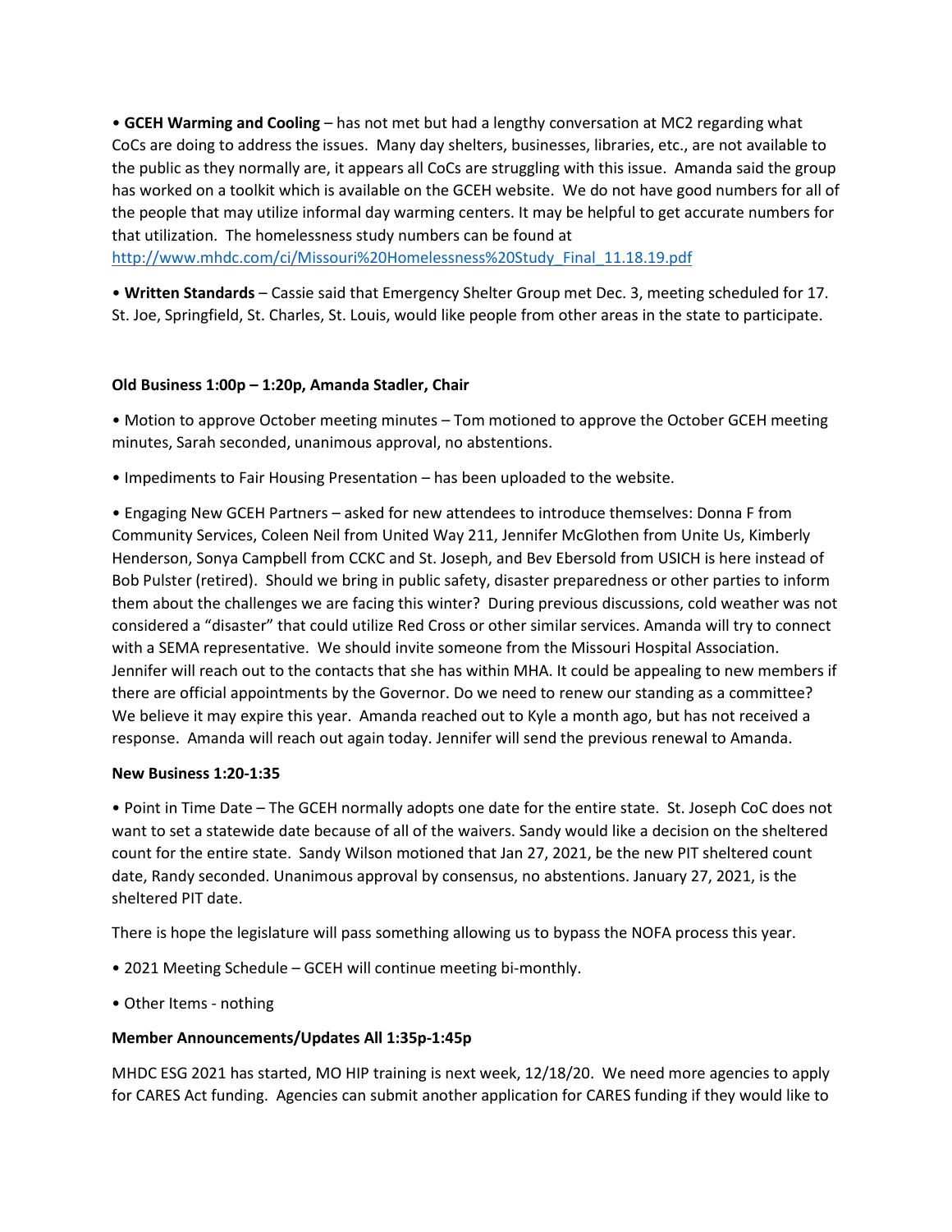• **GCEH Warming and Cooling** – has not met but had a lengthy conversation at MC2 regarding what CoCs are doing to address the issues. Many day shelters, businesses, libraries, etc., are not available to the public as they normally are, it appears all CoCs are struggling with this issue. Amanda said the group has worked on a toolkit which is available on the GCEH website. We do not have good numbers for all of the people that may utilize informal day warming centers. It may be helpful to get accurate numbers for that utilization. The homelessness study numbers can be found at http://www.mhdc.com/ci/Missouri%20Homelessness%20Study_Final_11.18.19.pdf

• **Written Standards** – Cassie said that Emergency Shelter Group met Dec. 3, meeting scheduled for 17. St. Joe, Springfield, St. Charles, St. Louis, would like people from other areas in the state to participate.

**Old Business 1:00p – 1:20p, Amanda Stadler, Chair**

• Motion to approve October meeting minutes – Tom motioned to approve the October GCEH meeting minutes, Sarah seconded, unanimous approval, no abstentions.

• Impediments to Fair Housing Presentation – has been uploaded to the website.

• Engaging New GCEH Partners – asked for new attendees to introduce themselves: Donna F from Community Services, Coleen Neil from United Way 211, Jennifer McGlothen from Unite Us, Kimberly Henderson, Sonya Campbell from CCKC and St. Joseph, and Bev Ebersold from USICH is here instead of Bob Pulster (retired). Should we bring in public safety, disaster preparedness or other parties to inform them about the challenges we are facing this winter? During previous discussions, cold weather was not considered a "disaster" that could utilize Red Cross or other similar services. Amanda will try to connect with a SEMA representative. We should invite someone from the Missouri Hospital Association. Jennifer will reach out to the contacts that she has within MHA. It could be appealing to new members if there are official appointments by the Governor. Do we need to renew our standing as a committee? We believe it may expire this year. Amanda reached out to Kyle a month ago, but has not received a response. Amanda will reach out again today. Jennifer will send the previous renewal to Amanda.

**New Business 1:20-1:35**

• Point in Time Date – The GCEH normally adopts one date for the entire state. St. Joseph CoC does not want to set a statewide date because of all of the waivers. Sandy would like a decision on the sheltered count for the entire state. Sandy Wilson motioned that Jan 27, 2021, be the new PIT sheltered count date, Randy seconded. Unanimous approval by consensus, no abstentions. January 27, 2021, is the sheltered PIT date.

There is hope the legislature will pass something allowing us to bypass the NOFA process this year.

• 2021 Meeting Schedule – GCEH will continue meeting bi-monthly.

• Other Items - nothing

**Member Announcements/Updates All 1:35p-1:45p**

MHDC ESG 2021 has started, MO HIP training is next week, 12/18/20. We need more agencies to apply for CARES Act funding. Agencies can submit another application for CARES funding if they would like to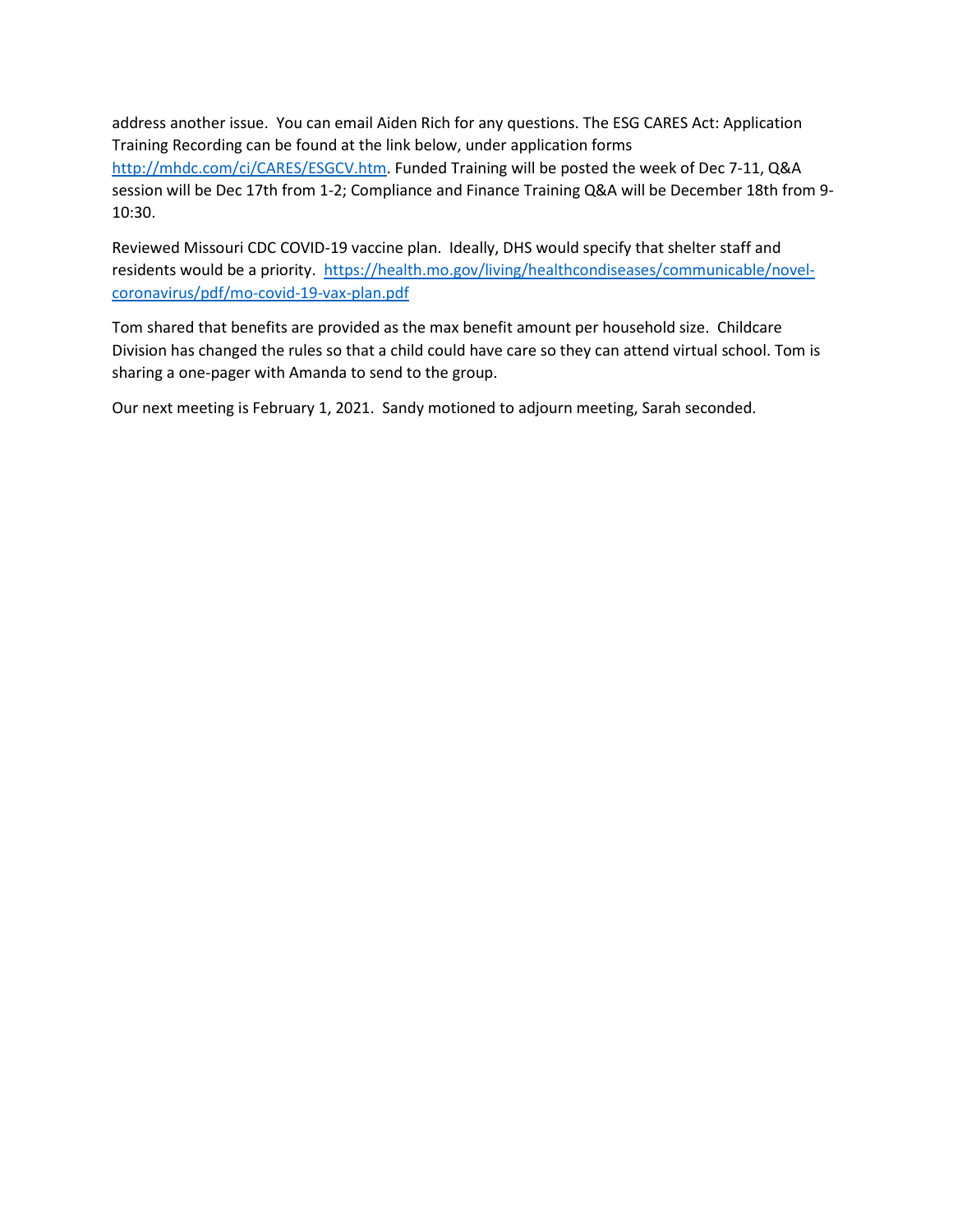address another issue. You can email Aiden Rich for any questions. The ESG CARES Act: Application Training Recording can be found at the link below, under application forms http://mhdc.com/ci/CARES/ESGCV.htm. Funded Training will be posted the week of Dec 7-11, Q&A session will be Dec 17th from 1-2; Compliance and Finance Training Q&A will be December 18th from 9-10:30.

Reviewed Missouri CDC COVID-19 vaccine plan. Ideally, DHS would specify that shelter staff and residents would be a priority. https://health.mo.gov/living/healthcondiseases/communicable/novel-coronavirus/pdf/mo-covid-19-vax-plan.pdf

Tom shared that benefits are provided as the max benefit amount per household size. Childcare Division has changed the rules so that a child could have care so they can attend virtual school. Tom is sharing a one-pager with Amanda to send to the group.

Our next meeting is February 1, 2021. Sandy motioned to adjourn meeting, Sarah seconded.